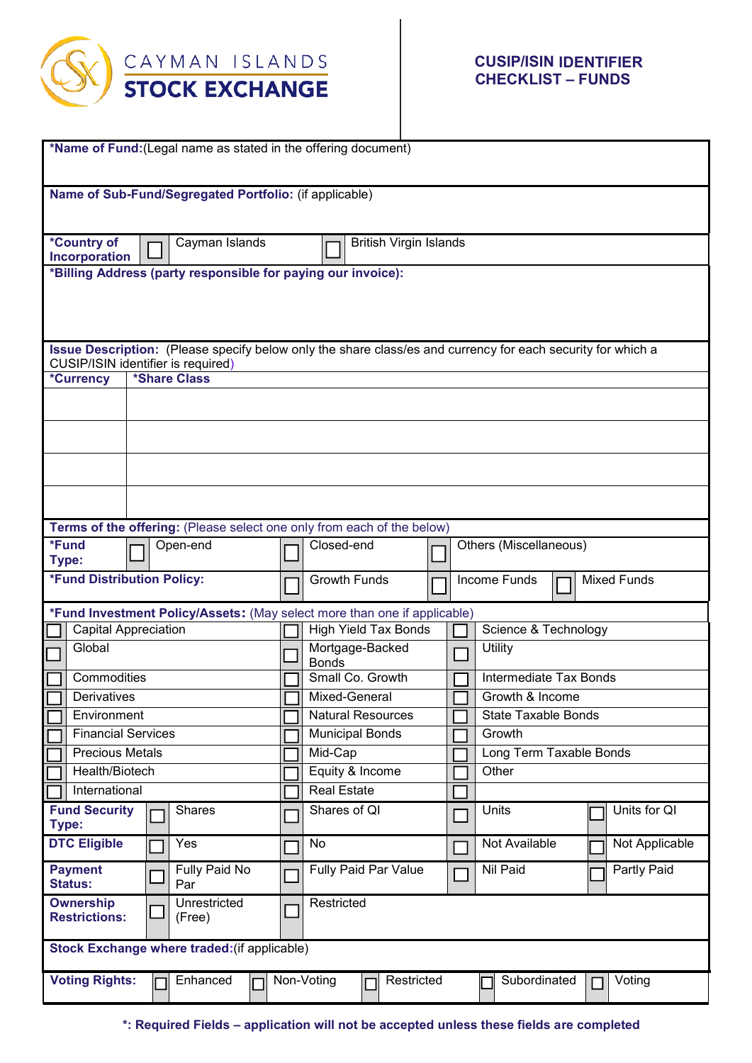CAYMAN ISLANDS
**STOCK EXCHANGE**

## CUSIP/ISIN IDENTIFIER CHECKLIST – FUNDS

**\*Name of Fund:**(Legal name as stated in the offering document)

**Name of Sub-Fund/Segregated Portfolio:** (if applicable)

| **\*Country of Incorporation** | ☐ | Cayman Islands | ☐ | British Virgin Islands |
|---|---|---|---|---|

**\*Billing Address (party responsible for paying our invoice):**

**Issue Description:** (Please specify below only the share class/es and currency for each security for which a CUSIP/ISIN identifier is required)

| **\*Currency** | **\*Share Class** |
|---|---|
| | |
| | |
| | |
| | |

**Terms of the offering:** (Please select one only from each of the below)

| **\*Fund Type:** | ☐ | Open-end | ☐ | Closed-end | ☐ | Others (Miscellaneous) | | |
|---|---|---|---|---|---|---|---|---|
| **\*Fund Distribution Policy:** | | | ☐ | Growth Funds | ☐ | Income Funds | ☐ | Mixed Funds |

**\*Fund Investment Policy/Assets:** (May select more than one if applicable)

| | | | | | |
|---|---|---|---|---|---|
| ☐ | Capital Appreciation | ☐ | High Yield Tax Bonds | ☐ | Science & Technology |
| ☐ | Global | ☐ | Mortgage-Backed Bonds | ☐ | Utility |
| ☐ | Commodities | ☐ | Small Co. Growth | ☐ | Intermediate Tax Bonds |
| ☐ | Derivatives | ☐ | Mixed-General | ☐ | Growth & Income |
| ☐ | Environment | ☐ | Natural Resources | ☐ | State Taxable Bonds |
| ☐ | Financial Services | ☐ | Municipal Bonds | ☐ | Growth |
| ☐ | Precious Metals | ☐ | Mid-Cap | ☐ | Long Term Taxable Bonds |
| ☐ | Health/Biotech | ☐ | Equity & Income | ☐ | Other |
| ☐ | International | ☐ | Real Estate | ☐ | |

| | | | | | | | | |
|---|---|---|---|---|---|---|---|---|
| **Fund Security Type:** | ☐ | Shares | ☐ | Shares of QI | ☐ | Units | ☐ | Units for QI |
| **DTC Eligible** | ☐ | Yes | ☐ | No | ☐ | Not Available | ☐ | Not Applicable |
| **Payment Status:** | ☐ | Fully Paid No Par | ☐ | Fully Paid Par Value | ☐ | Nil Paid | ☐ | Partly Paid |
| **Ownership Restrictions:** | ☐ | Unrestricted (Free) | ☐ | Restricted | | | | |

**Stock Exchange where traded:**(if applicable)

| **Voting Rights:** | ☐ | Enhanced | ☐ | Non-Voting | ☐ | Restricted | ☐ | Subordinated | ☐ | Voting |
|---|---|---|---|---|---|---|---|---|---|---|

**\*: Required Fields – application will not be accepted unless these fields are completed**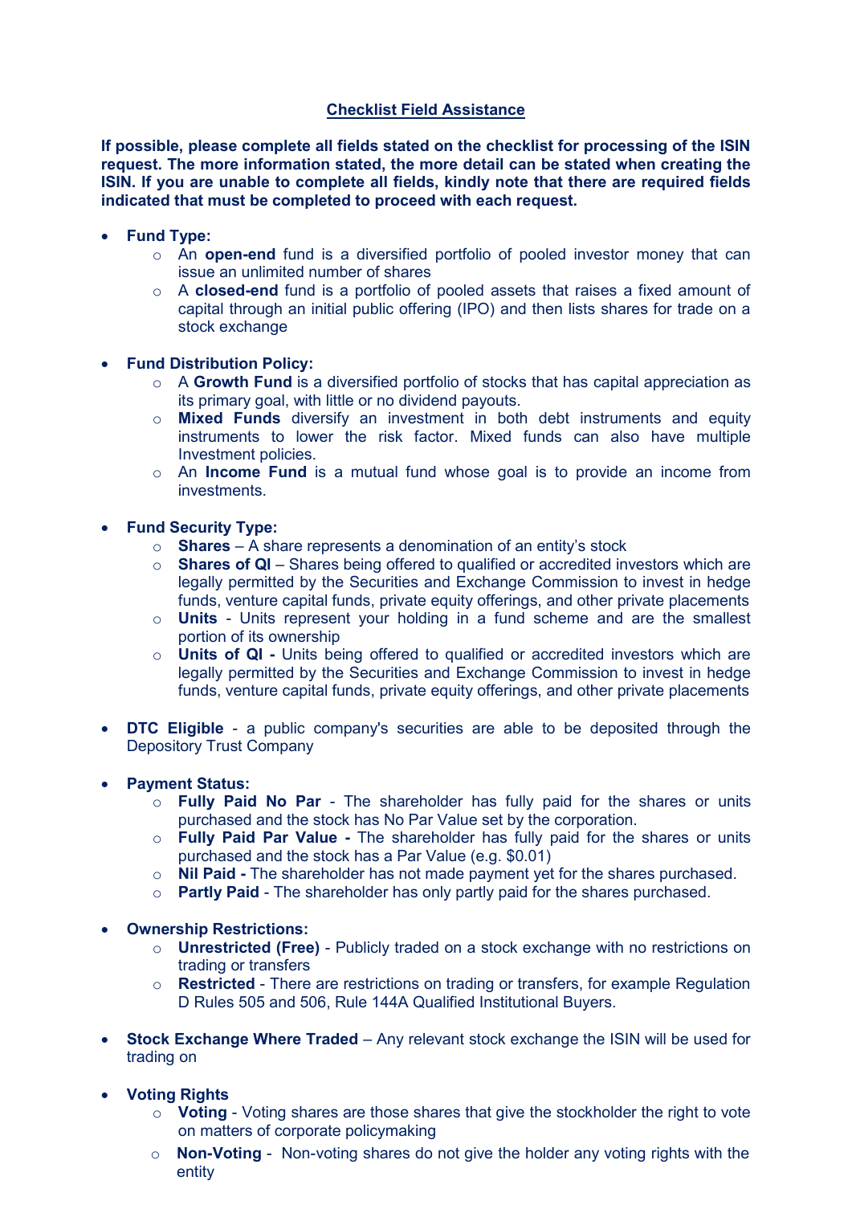## <u>Checklist Field Assistance</u>

**If possible, please complete all fields stated on the checklist for processing of the ISIN request. The more information stated, the more detail can be stated when creating the ISIN. If you are unable to complete all fields, kindly note that there are required fields indicated that must be completed to proceed with each request.**

- **Fund Type:**
  - An **open-end** fund is a diversified portfolio of pooled investor money that can issue an unlimited number of shares
  - A **closed-end** fund is a portfolio of pooled assets that raises a fixed amount of capital through an initial public offering (IPO) and then lists shares for trade on a stock exchange

- **Fund Distribution Policy:**
  - A **Growth Fund** is a diversified portfolio of stocks that has capital appreciation as its primary goal, with little or no dividend payouts.
  - **Mixed Funds** diversify an investment in both debt instruments and equity instruments to lower the risk factor. Mixed funds can also have multiple Investment policies.
  - An **Income Fund** is a mutual fund whose goal is to provide an income from investments.

- **Fund Security Type:**
  - **Shares** – A share represents a denomination of an entity's stock
  - **Shares of QI** – Shares being offered to qualified or accredited investors which are legally permitted by the Securities and Exchange Commission to invest in hedge funds, venture capital funds, private equity offerings, and other private placements
  - **Units** - Units represent your holding in a fund scheme and are the smallest portion of its ownership
  - **Units of QI -** Units being offered to qualified or accredited investors which are legally permitted by the Securities and Exchange Commission to invest in hedge funds, venture capital funds, private equity offerings, and other private placements

- **DTC Eligible** - a public company's securities are able to be deposited through the Depository Trust Company

- **Payment Status:**
  - **Fully Paid No Par** - The shareholder has fully paid for the shares or units purchased and the stock has No Par Value set by the corporation.
  - **Fully Paid Par Value -** The shareholder has fully paid for the shares or units purchased and the stock has a Par Value (e.g. $0.01)
  - **Nil Paid -** The shareholder has not made payment yet for the shares purchased.
  - **Partly Paid** - The shareholder has only partly paid for the shares purchased.

- **Ownership Restrictions:**
  - **Unrestricted (Free)** - Publicly traded on a stock exchange with no restrictions on trading or transfers
  - **Restricted** - There are restrictions on trading or transfers, for example Regulation D Rules 505 and 506, Rule 144A Qualified Institutional Buyers.

- **Stock Exchange Where Traded** – Any relevant stock exchange the ISIN will be used for trading on

- **Voting Rights**
  - **Voting** - Voting shares are those shares that give the stockholder the right to vote on matters of corporate policymaking
  - **Non-Voting** - Non-voting shares do not give the holder any voting rights with the entity